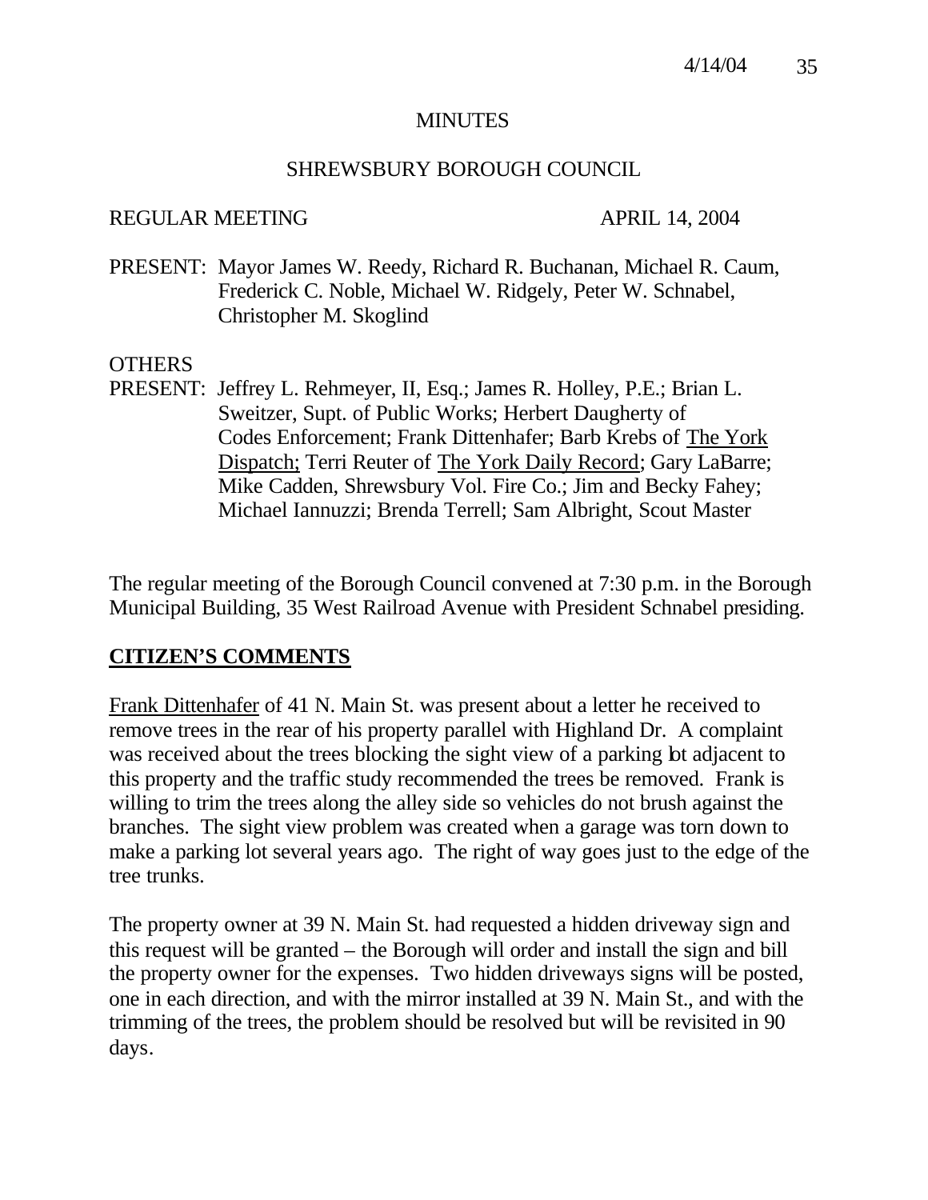MINUTES

SHREWSBURY BOROUGH COUNCIL

REGULAR MEETING APRIL 14, 2004

PRESENT: Mayor James W. Reedy, Richard R. Buchanan, Michael R. Caum, Frederick C. Noble, Michael W. Ridgely, Peter W. Schnabel, Christopher M. Skoglind

OTHERS PRESENT: Jeffrey L. Rehmeyer, II, Esq.; James R. Holley, P.E.; Brian L. Sweitzer, Supt. of Public Works; Herbert Daugherty of Codes Enforcement; Frank Dittenhafer; Barb Krebs of The York Dispatch; Terri Reuter of The York Daily Record; Gary LaBarre; Mike Cadden, Shrewsbury Vol. Fire Co.; Jim and Becky Fahey; Michael Iannuzzi; Brenda Terrell; Sam Albright, Scout Master

The regular meeting of the Borough Council convened at 7:30 p.m. in the Borough Municipal Building, 35 West Railroad Avenue with President Schnabel presiding.

## CITIZEN'S COMMENTS

Frank Dittenhafer of 41 N. Main St. was present about a letter he received to remove trees in the rear of his property parallel with Highland Dr. A complaint was received about the trees blocking the sight view of a parking lot adjacent to this property and the traffic study recommended the trees be removed. Frank is willing to trim the trees along the alley side so vehicles do not brush against the branches. The sight view problem was created when a garage was torn down to make a parking lot several years ago. The right of way goes just to the edge of the tree trunks.

The property owner at 39 N. Main St. had requested a hidden driveway sign and this request will be granted – the Borough will order and install the sign and bill the property owner for the expenses. Two hidden driveways signs will be posted, one in each direction, and with the mirror installed at 39 N. Main St., and with the trimming of the trees, the problem should be resolved but will be revisited in 90 days.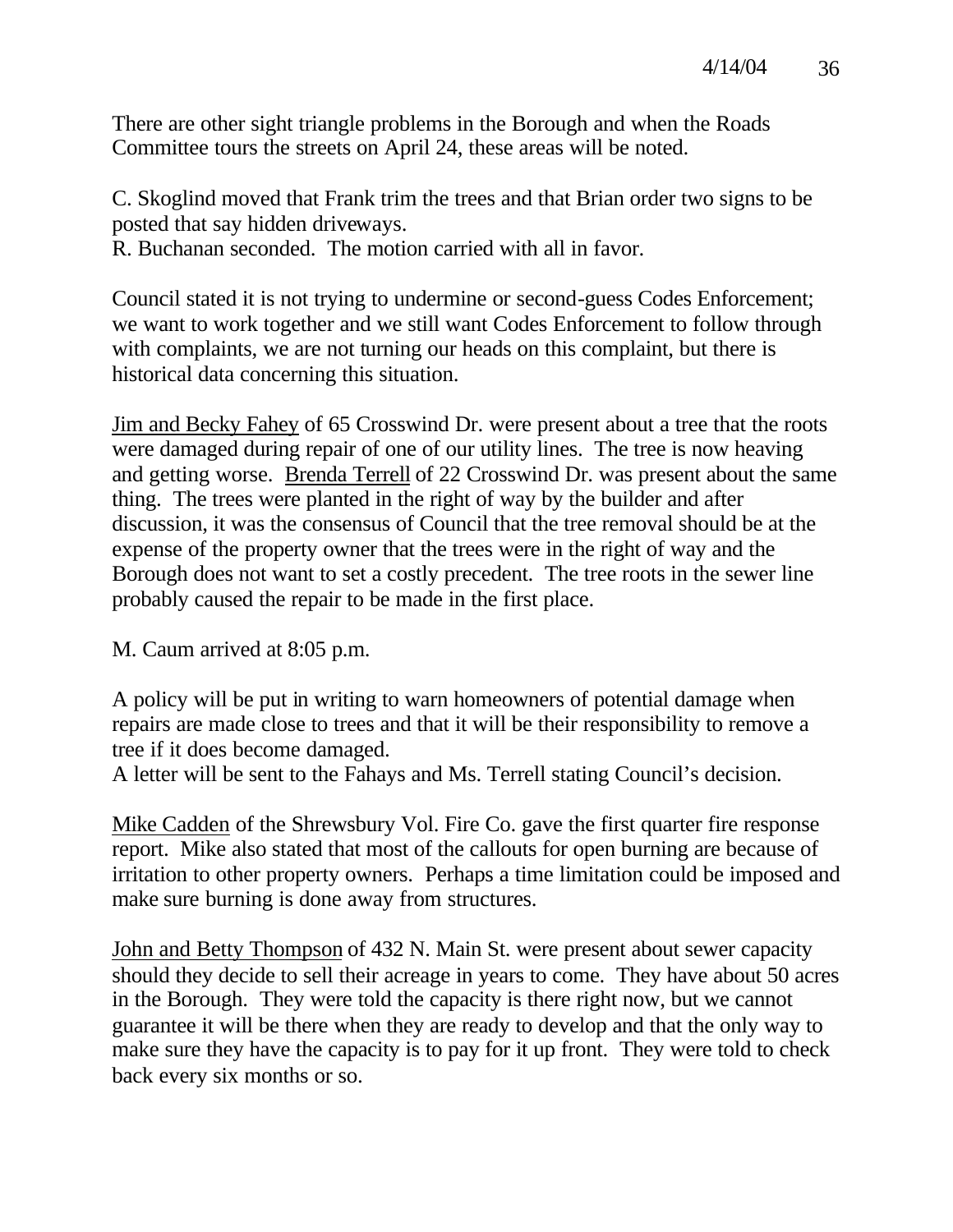There are other sight triangle problems in the Borough and when the Roads Committee tours the streets on April 24, these areas will be noted.

C. Skoglind moved that Frank trim the trees and that Brian order two signs to be posted that say hidden driveways.
R. Buchanan seconded. The motion carried with all in favor.

Council stated it is not trying to undermine or second-guess Codes Enforcement; we want to work together and we still want Codes Enforcement to follow through with complaints, we are not turning our heads on this complaint, but there is historical data concerning this situation.

Jim and Becky Fahey of 65 Crosswind Dr. were present about a tree that the roots were damaged during repair of one of our utility lines. The tree is now heaving and getting worse. Brenda Terrell of 22 Crosswind Dr. was present about the same thing. The trees were planted in the right of way by the builder and after discussion, it was the consensus of Council that the tree removal should be at the expense of the property owner that the trees were in the right of way and the Borough does not want to set a costly precedent. The tree roots in the sewer line probably caused the repair to be made in the first place.

M. Caum arrived at 8:05 p.m.

A policy will be put in writing to warn homeowners of potential damage when repairs are made close to trees and that it will be their responsibility to remove a tree if it does become damaged.
A letter will be sent to the Fahays and Ms. Terrell stating Council's decision.

Mike Cadden of the Shrewsbury Vol. Fire Co. gave the first quarter fire response report. Mike also stated that most of the callouts for open burning are because of irritation to other property owners. Perhaps a time limitation could be imposed and make sure burning is done away from structures.

John and Betty Thompson of 432 N. Main St. were present about sewer capacity should they decide to sell their acreage in years to come. They have about 50 acres in the Borough. They were told the capacity is there right now, but we cannot guarantee it will be there when they are ready to develop and that the only way to make sure they have the capacity is to pay for it up front. They were told to check back every six months or so.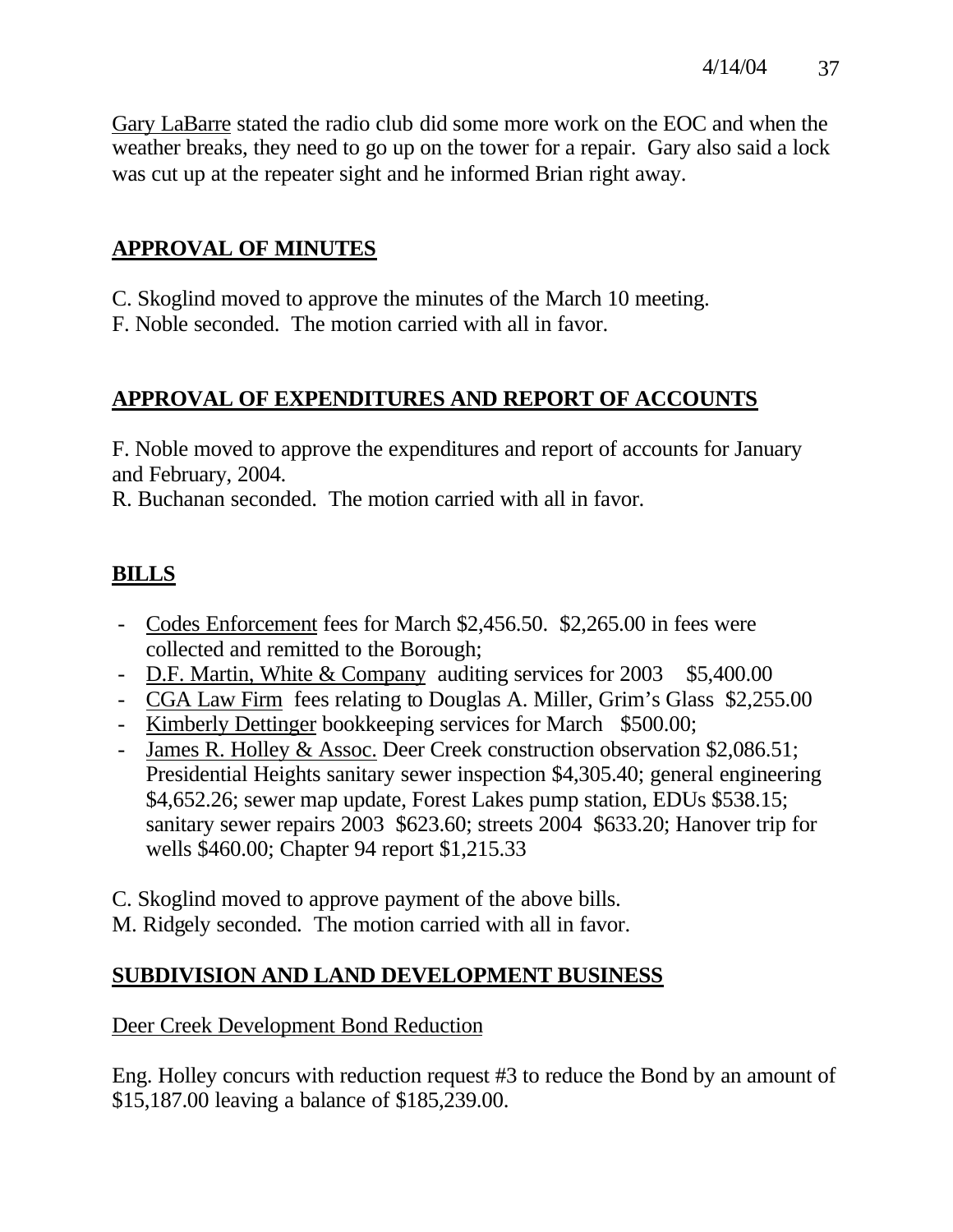Gary LaBarre stated the radio club did some more work on the EOC and when the weather breaks, they need to go up on the tower for a repair. Gary also said a lock was cut up at the repeater sight and he informed Brian right away.

## APPROVAL OF MINUTES

C. Skoglind moved to approve the minutes of the March 10 meeting.
F. Noble seconded. The motion carried with all in favor.

## APPROVAL OF EXPENDITURES AND REPORT OF ACCOUNTS

F. Noble moved to approve the expenditures and report of accounts for January and February, 2004.
R. Buchanan seconded. The motion carried with all in favor.

## BILLS

- Codes Enforcement fees for March $2,456.50. $2,265.00 in fees were collected and remitted to the Borough;
- D.F. Martin, White & Company auditing services for 2003 $5,400.00
- CGA Law Firm fees relating to Douglas A. Miller, Grim's Glass $2,255.00
- Kimberly Dettinger bookkeeping services for March $500.00;
- James R. Holley & Assoc. Deer Creek construction observation $2,086.51; Presidential Heights sanitary sewer inspection $4,305.40; general engineering $4,652.26; sewer map update, Forest Lakes pump station, EDUs $538.15; sanitary sewer repairs 2003 $623.60; streets 2004 $633.20; Hanover trip for wells $460.00; Chapter 94 report $1,215.33

C. Skoglind moved to approve payment of the above bills.
M. Ridgely seconded. The motion carried with all in favor.

## SUBDIVISION AND LAND DEVELOPMENT BUSINESS

Deer Creek Development Bond Reduction

Eng. Holley concurs with reduction request #3 to reduce the Bond by an amount of $15,187.00 leaving a balance of $185,239.00.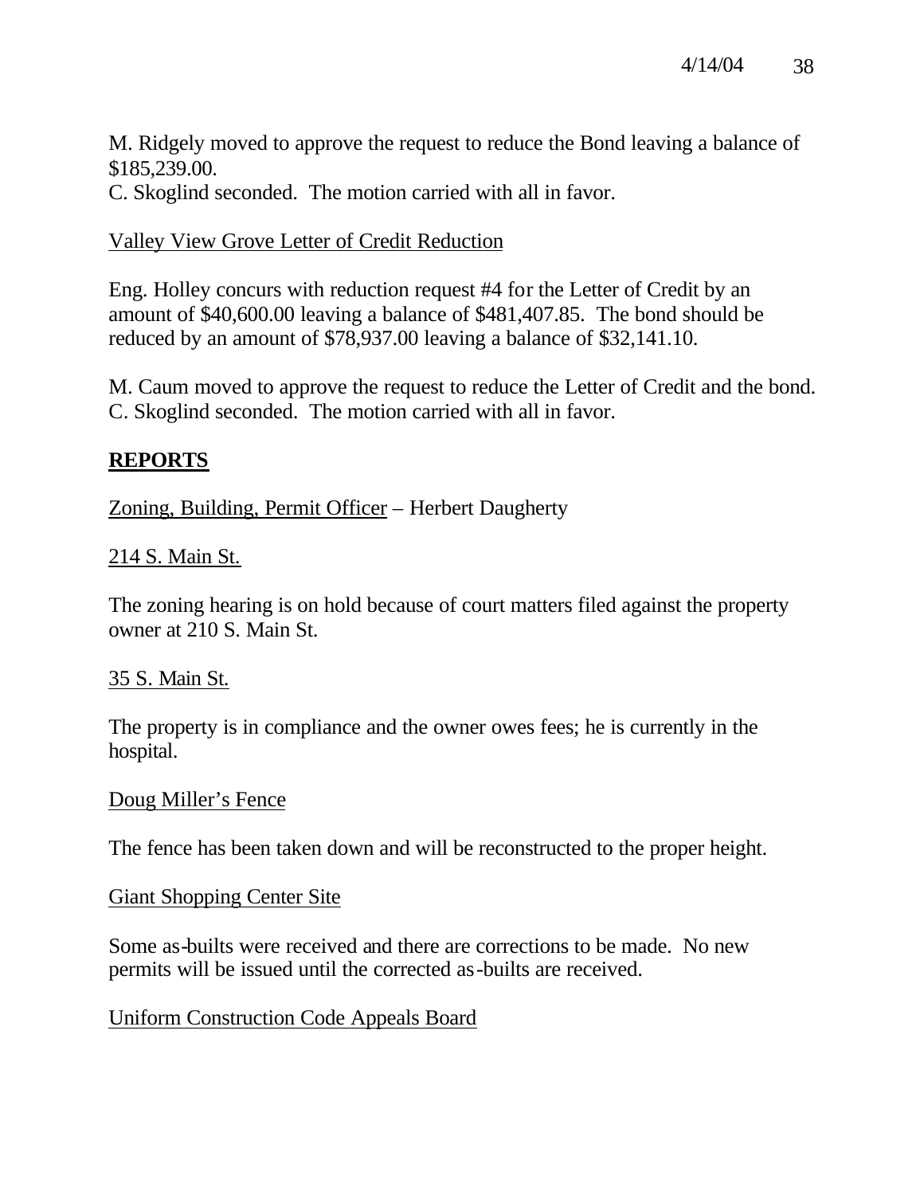M. Ridgely moved to approve the request to reduce the Bond leaving a balance of $185,239.00.
C. Skoglind seconded. The motion carried with all in favor.

Valley View Grove Letter of Credit Reduction

Eng. Holley concurs with reduction request #4 for the Letter of Credit by an amount of $40,600.00 leaving a balance of $481,407.85. The bond should be reduced by an amount of $78,937.00 leaving a balance of $32,141.10.

M. Caum moved to approve the request to reduce the Letter of Credit and the bond.
C. Skoglind seconded. The motion carried with all in favor.

**REPORTS**

Zoning, Building, Permit Officer – Herbert Daugherty

214 S. Main St.

The zoning hearing is on hold because of court matters filed against the property owner at 210 S. Main St.

35 S. Main St.

The property is in compliance and the owner owes fees; he is currently in the hospital.

Doug Miller's Fence

The fence has been taken down and will be reconstructed to the proper height.

Giant Shopping Center Site

Some as-builts were received and there are corrections to be made. No new permits will be issued until the corrected as-builts are received.

Uniform Construction Code Appeals Board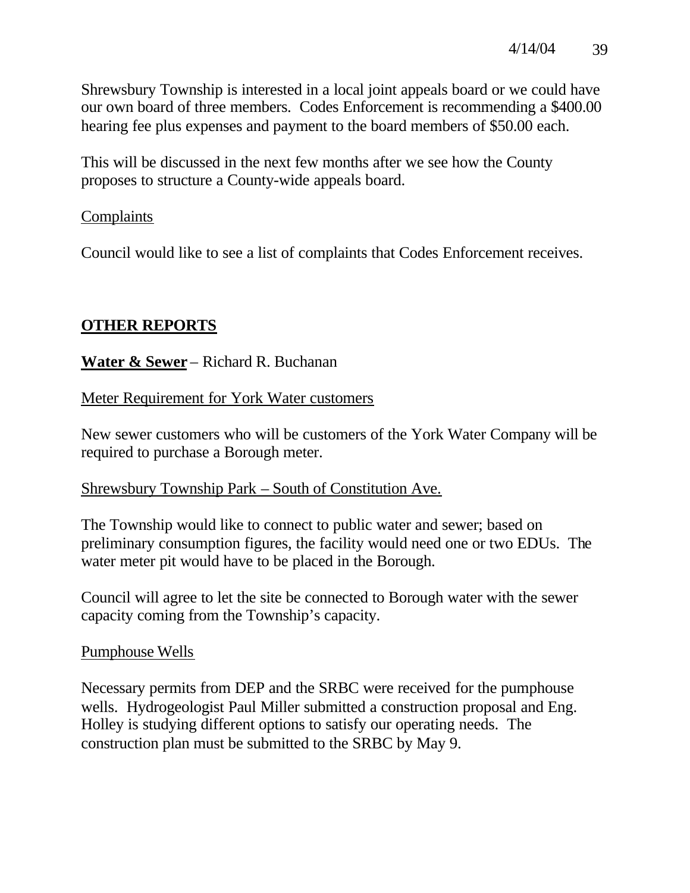Shrewsbury Township is interested in a local joint appeals board or we could have our own board of three members. Codes Enforcement is recommending a $400.00 hearing fee plus expenses and payment to the board members of $50.00 each.

This will be discussed in the next few months after we see how the County proposes to structure a County-wide appeals board.

Complaints

Council would like to see a list of complaints that Codes Enforcement receives.

## OTHER REPORTS

**Water & Sewer** – Richard R. Buchanan

Meter Requirement for York Water customers

New sewer customers who will be customers of the York Water Company will be required to purchase a Borough meter.

Shrewsbury Township Park – South of Constitution Ave.

The Township would like to connect to public water and sewer; based on preliminary consumption figures, the facility would need one or two EDUs. The water meter pit would have to be placed in the Borough.

Council will agree to let the site be connected to Borough water with the sewer capacity coming from the Township's capacity.

Pumphouse Wells

Necessary permits from DEP and the SRBC were received for the pumphouse wells. Hydrogeologist Paul Miller submitted a construction proposal and Eng. Holley is studying different options to satisfy our operating needs. The construction plan must be submitted to the SRBC by May 9.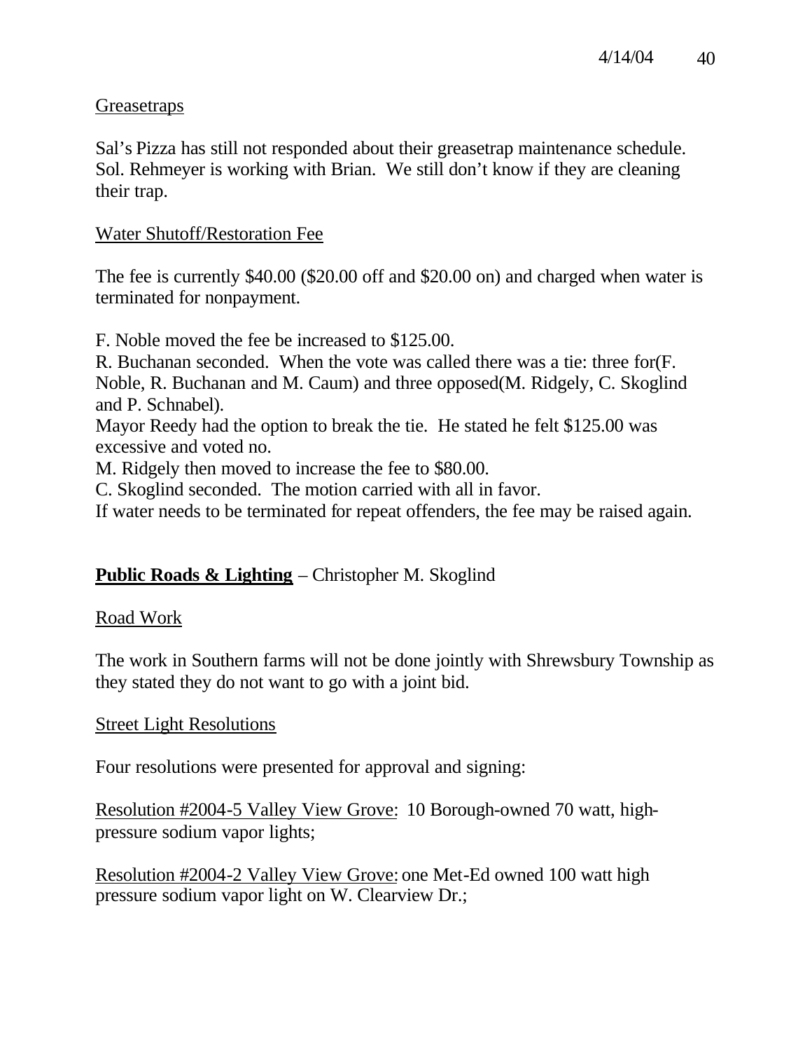Greasetraps

Sal's Pizza has still not responded about their greasetrap maintenance schedule. Sol. Rehmeyer is working with Brian. We still don't know if they are cleaning their trap.

Water Shutoff/Restoration Fee

The fee is currently $40.00 ($20.00 off and $20.00 on) and charged when water is terminated for nonpayment.

F. Noble moved the fee be increased to $125.00.
R. Buchanan seconded. When the vote was called there was a tie: three for(F. Noble, R. Buchanan and M. Caum) and three opposed(M. Ridgely, C. Skoglind and P. Schnabel).
Mayor Reedy had the option to break the tie. He stated he felt $125.00 was excessive and voted no.
M. Ridgely then moved to increase the fee to $80.00.
C. Skoglind seconded. The motion carried with all in favor.
If water needs to be terminated for repeat offenders, the fee may be raised again.

**Public Roads & Lighting** – Christopher M. Skoglind

Road Work

The work in Southern farms will not be done jointly with Shrewsbury Township as they stated they do not want to go with a joint bid.

Street Light Resolutions

Four resolutions were presented for approval and signing:

Resolution #2004-5 Valley View Grove: 10 Borough-owned 70 watt, high-pressure sodium vapor lights;

Resolution #2004-2 Valley View Grove: one Met-Ed owned 100 watt high pressure sodium vapor light on W. Clearview Dr.;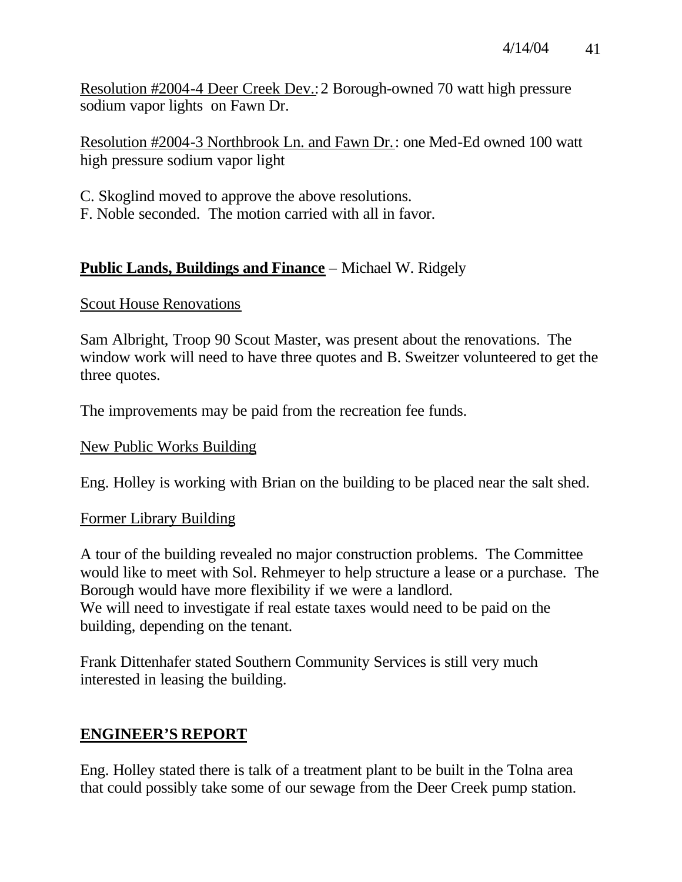Resolution #2004-4 Deer Creek Dev.: 2 Borough-owned 70 watt high pressure sodium vapor lights on Fawn Dr.

Resolution #2004-3 Northbrook Ln. and Fawn Dr.: one Med-Ed owned 100 watt high pressure sodium vapor light

C. Skoglind moved to approve the above resolutions.
F. Noble seconded. The motion carried with all in favor.

## **Public Lands, Buildings and Finance** – Michael W. Ridgely

Scout House Renovations

Sam Albright, Troop 90 Scout Master, was present about the renovations. The window work will need to have three quotes and B. Sweitzer volunteered to get the three quotes.

The improvements may be paid from the recreation fee funds.

New Public Works Building

Eng. Holley is working with Brian on the building to be placed near the salt shed.

Former Library Building

A tour of the building revealed no major construction problems. The Committee would like to meet with Sol. Rehmeyer to help structure a lease or a purchase. The Borough would have more flexibility if we were a landlord.
We will need to investigate if real estate taxes would need to be paid on the building, depending on the tenant.

Frank Dittenhafer stated Southern Community Services is still very much interested in leasing the building.

## **ENGINEER'S REPORT**

Eng. Holley stated there is talk of a treatment plant to be built in the Tolna area that could possibly take some of our sewage from the Deer Creek pump station.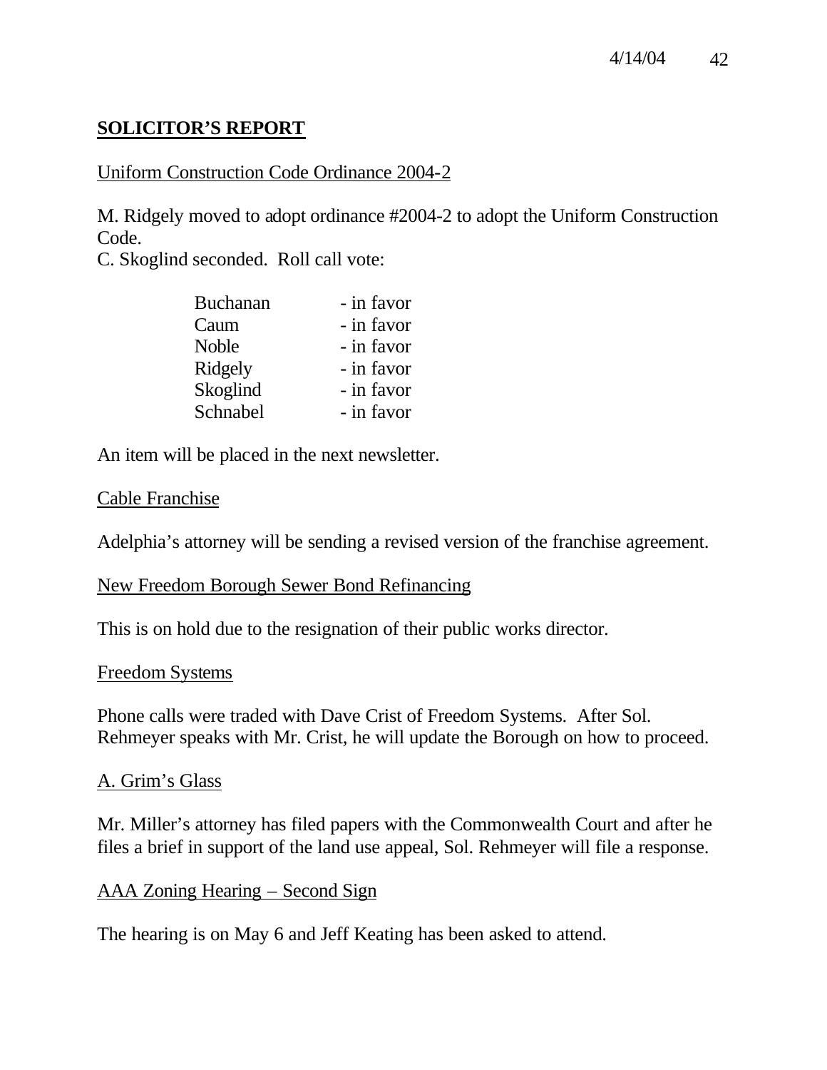## SOLICITOR'S REPORT

Uniform Construction Code Ordinance 2004-2

M. Ridgely moved to adopt ordinance #2004-2 to adopt the Uniform Construction Code.
C. Skoglind seconded. Roll call vote:

| | |
|---|---|
| Buchanan | - in favor |
| Caum | - in favor |
| Noble | - in favor |
| Ridgely | - in favor |
| Skoglind | - in favor |
| Schnabel | - in favor |

An item will be placed in the next newsletter.

Cable Franchise

Adelphia's attorney will be sending a revised version of the franchise agreement.

New Freedom Borough Sewer Bond Refinancing

This is on hold due to the resignation of their public works director.

Freedom Systems

Phone calls were traded with Dave Crist of Freedom Systems. After Sol. Rehmeyer speaks with Mr. Crist, he will update the Borough on how to proceed.

A. Grim's Glass

Mr. Miller's attorney has filed papers with the Commonwealth Court and after he files a brief in support of the land use appeal, Sol. Rehmeyer will file a response.

AAA Zoning Hearing – Second Sign

The hearing is on May 6 and Jeff Keating has been asked to attend.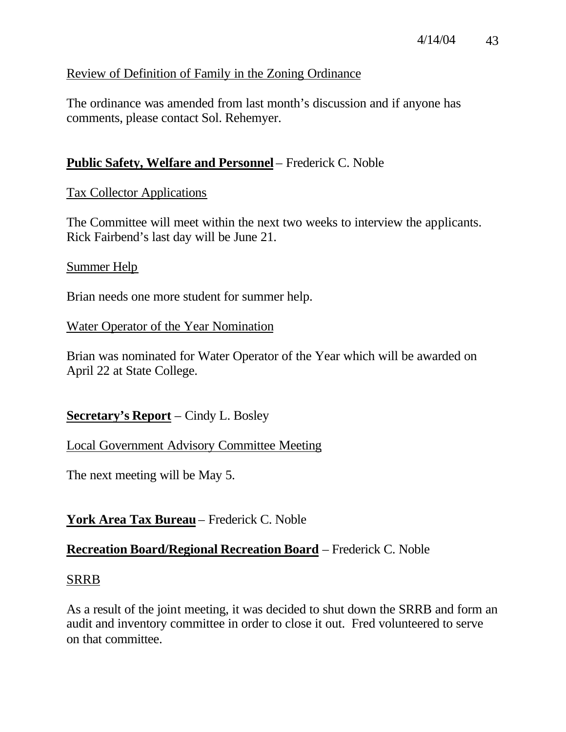Review of Definition of Family in the Zoning Ordinance

The ordinance was amended from last month's discussion and if anyone has comments, please contact Sol. Rehemyer.

**Public Safety, Welfare and Personnel** – Frederick C. Noble

Tax Collector Applications

The Committee will meet within the next two weeks to interview the applicants. Rick Fairbend's last day will be June 21.

Summer Help

Brian needs one more student for summer help.

Water Operator of the Year Nomination

Brian was nominated for Water Operator of the Year which will be awarded on April 22 at State College.

**Secretary's Report** – Cindy L. Bosley

Local Government Advisory Committee Meeting

The next meeting will be May 5.

**York Area Tax Bureau** – Frederick C. Noble

**Recreation Board/Regional Recreation Board** – Frederick C. Noble

SRRB

As a result of the joint meeting, it was decided to shut down the SRRB and form an audit and inventory committee in order to close it out. Fred volunteered to serve on that committee.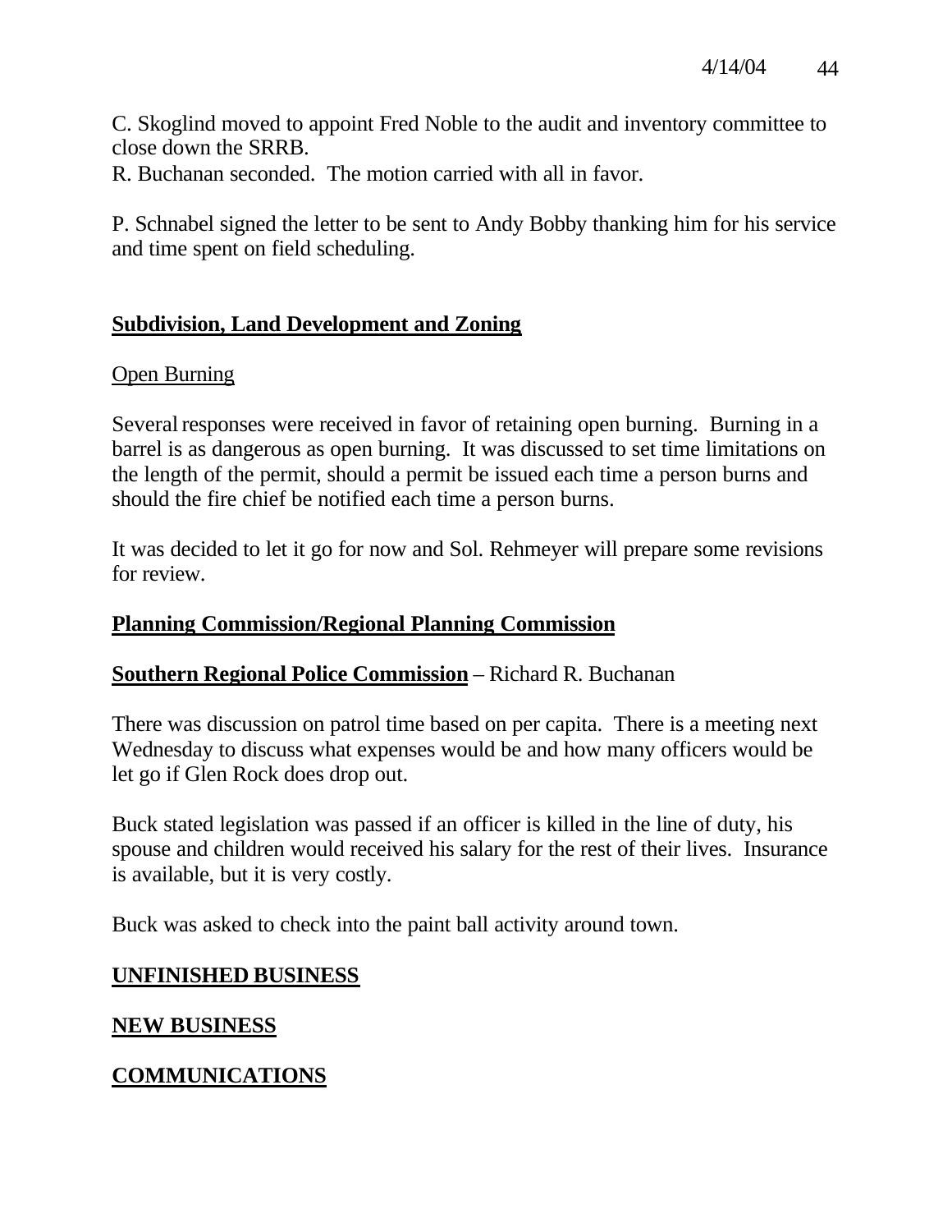C. Skoglind moved to appoint Fred Noble to the audit and inventory committee to close down the SRRB.
R. Buchanan seconded. The motion carried with all in favor.

P. Schnabel signed the letter to be sent to Andy Bobby thanking him for his service and time spent on field scheduling.

## **Subdivision, Land Development and Zoning**

Open Burning

Several responses were received in favor of retaining open burning. Burning in a barrel is as dangerous as open burning. It was discussed to set time limitations on the length of the permit, should a permit be issued each time a person burns and should the fire chief be notified each time a person burns.

It was decided to let it go for now and Sol. Rehmeyer will prepare some revisions for review.

## **Planning Commission/Regional Planning Commission**

## **Southern Regional Police Commission** – Richard R. Buchanan

There was discussion on patrol time based on per capita. There is a meeting next Wednesday to discuss what expenses would be and how many officers would be let go if Glen Rock does drop out.

Buck stated legislation was passed if an officer is killed in the line of duty, his spouse and children would received his salary for the rest of their lives. Insurance is available, but it is very costly.

Buck was asked to check into the paint ball activity around town.

## **UNFINISHED BUSINESS**

## **NEW BUSINESS**

## **COMMUNICATIONS**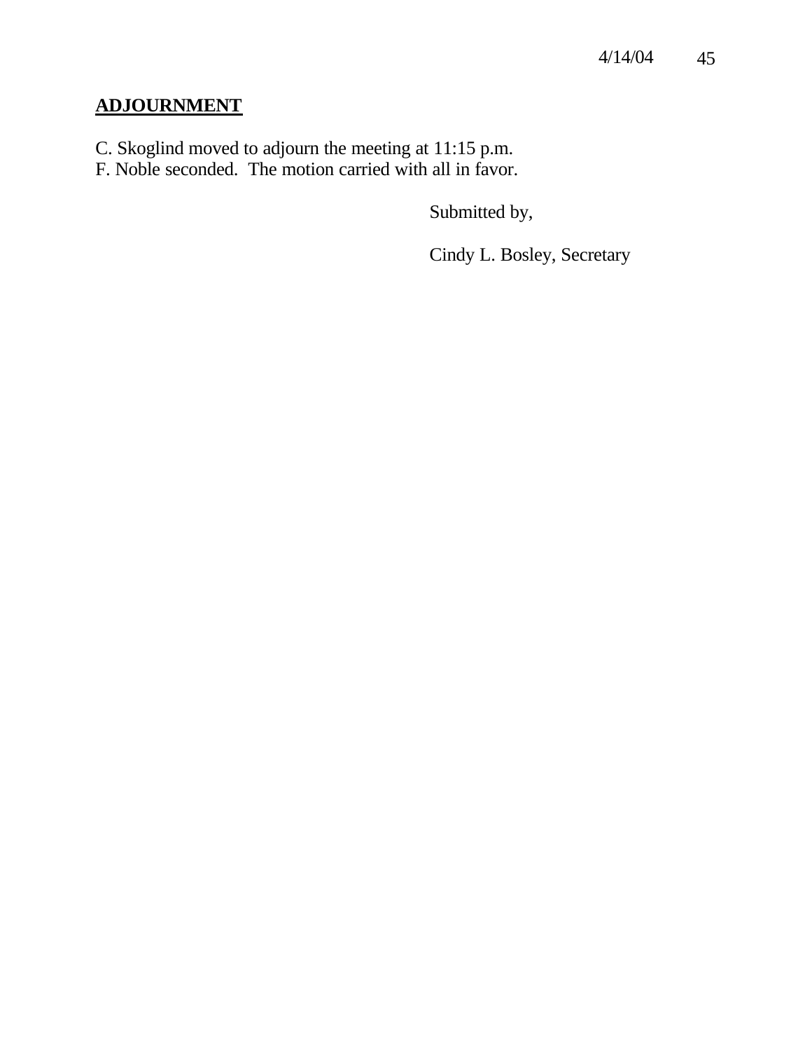**ADJOURNMENT**

C. Skoglind moved to adjourn the meeting at 11:15 p.m.
F. Noble seconded. The motion carried with all in favor.

Submitted by,

Cindy L. Bosley, Secretary